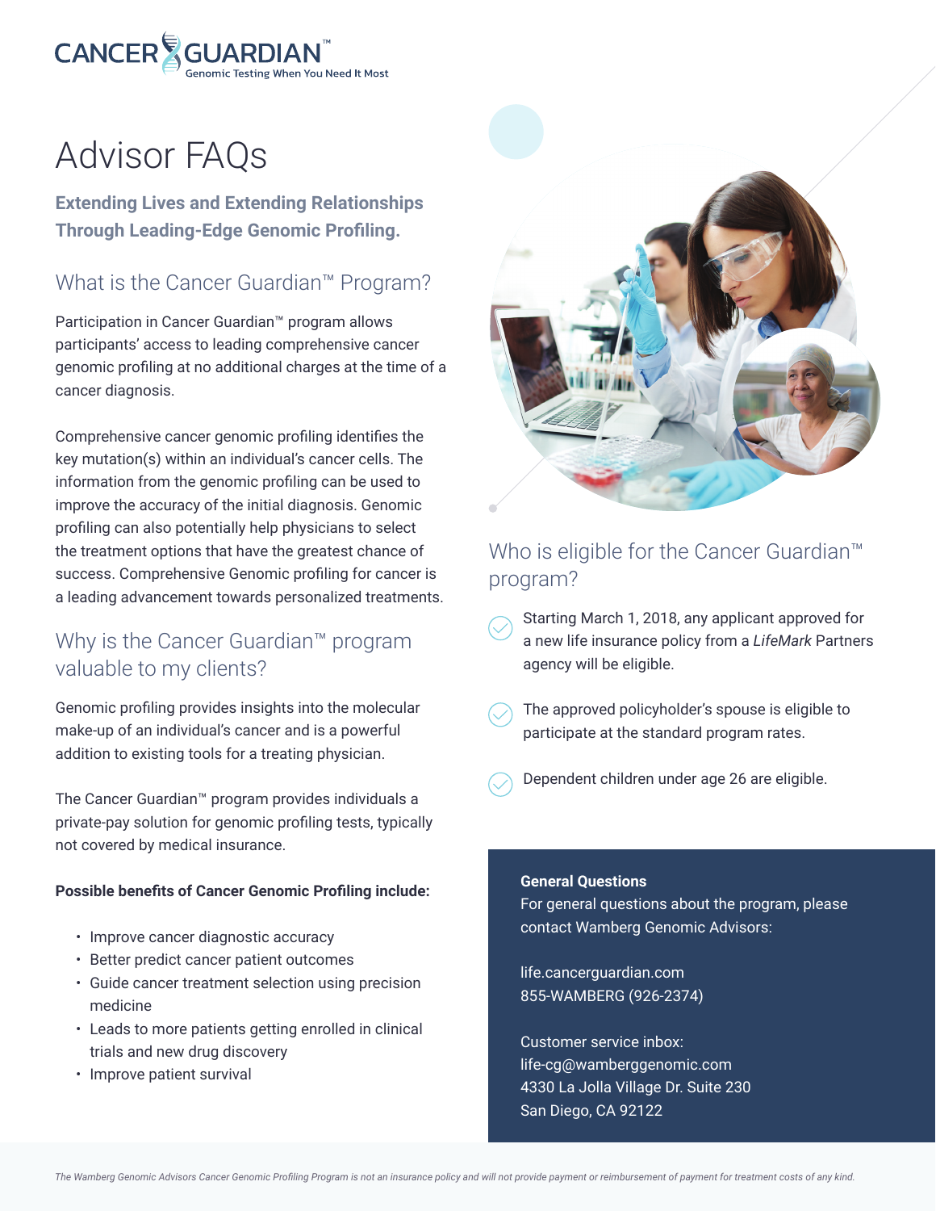CANCER GUARDIAN™

Genomic Testing When You Need It Most

# Advisor FAQs

**Extending Lives and Extending Relationships Through Leading-Edge Genomic Profiling.**

## What is the Cancer Guardian™ Program?

Participation in Cancer Guardian™ program allows participants' access to leading comprehensive cancer genomic profiling at no additional charges at the time of a cancer diagnosis.

Comprehensive cancer genomic profiling identifies the key mutation(s) within an individual's cancer cells. The information from the genomic profiling can be used to improve the accuracy of the initial diagnosis. Genomic profiling can also potentially help physicians to select the treatment options that have the greatest chance of success. Comprehensive Genomic profiling for cancer is a leading advancement towards personalized treatments.

## Why is the Cancer Guardian™ program valuable to my clients?

Genomic profiling provides insights into the molecular make-up of an individual's cancer and is a powerful addition to existing tools for a treating physician.

The Cancer Guardian™ program provides individuals a private-pay solution for genomic profiling tests, typically not covered by medical insurance.

**Possible benefits of Cancer Genomic Profiling include:**

- Improve cancer diagnostic accuracy
- Better predict cancer patient outcomes
- Guide cancer treatment selection using precision medicine
- Leads to more patients getting enrolled in clinical trials and new drug discovery
- Improve patient survival

## Who is eligible for the Cancer Guardian™ program?

- Starting March 1, 2018, any applicant approved for a new life insurance policy from a *LifeMark* Partners agency will be eligible.
- The approved policyholder's spouse is eligible to participate at the standard program rates.
- Dependent children under age 26 are eligible.

**General Questions**

For general questions about the program, please contact Wamberg Genomic Advisors:

life.cancerguardian.com
855-WAMBERG (926-2374)

Customer service inbox:
life-cg@wamberggenomic.com
4330 La Jolla Village Dr. Suite 230
San Diego, CA 92122

*The Wamberg Genomic Advisors Cancer Genomic Profiling Program is not an insurance policy and will not provide payment or reimbursement of payment for treatment costs of any kind.*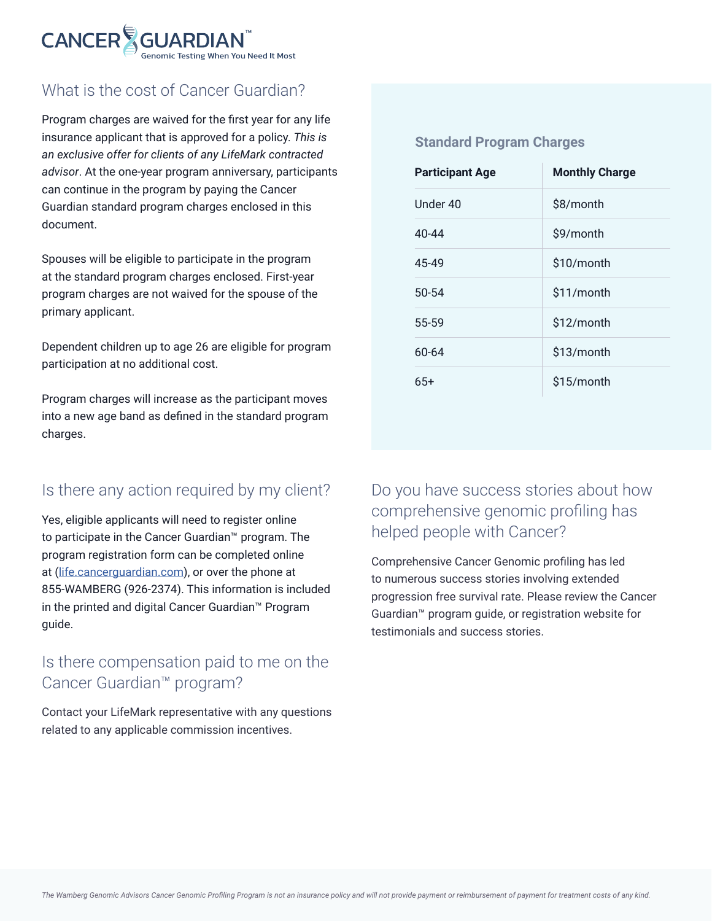# CANCER GUARDIAN™

Genomic Testing When You Need It Most

## What is the cost of Cancer Guardian?

Program charges are waived for the first year for any life insurance applicant that is approved for a policy. *This is an exclusive offer for clients of any LifeMark contracted advisor*. At the one-year program anniversary, participants can continue in the program by paying the Cancer Guardian standard program charges enclosed in this document.

Spouses will be eligible to participate in the program at the standard program charges enclosed. First-year program charges are not waived for the spouse of the primary applicant.

Dependent children up to age 26 are eligible for program participation at no additional cost.

Program charges will increase as the participant moves into a new age band as defined in the standard program charges.

### Standard Program Charges

| Participant Age | Monthly Charge |
| --- | --- |
| Under 40 | $8/month |
| 40-44 | $9/month |
| 45-49 | $10/month |
| 50-54 | $11/month |
| 55-59 | $12/month |
| 60-64 | $13/month |
| 65+ | $15/month |

## Is there any action required by my client?

Yes, eligible applicants will need to register online to participate in the Cancer Guardian™ program. The program registration form can be completed online at ([life.cancerguardian.com](http://life.cancerguardian.com)), or over the phone at 855-WAMBERG (926-2374). This information is included in the printed and digital Cancer Guardian™ Program guide.

## Is there compensation paid to me on the Cancer Guardian™ program?

Contact your LifeMark representative with any questions related to any applicable commission incentives.

## Do you have success stories about how comprehensive genomic profiling has helped people with Cancer?

Comprehensive Cancer Genomic profiling has led to numerous success stories involving extended progression free survival rate. Please review the Cancer Guardian™ program guide, or registration website for testimonials and success stories.

*The Wamberg Genomic Advisors Cancer Genomic Profiling Program is not an insurance policy and will not provide payment or reimbursement of payment for treatment costs of any kind.*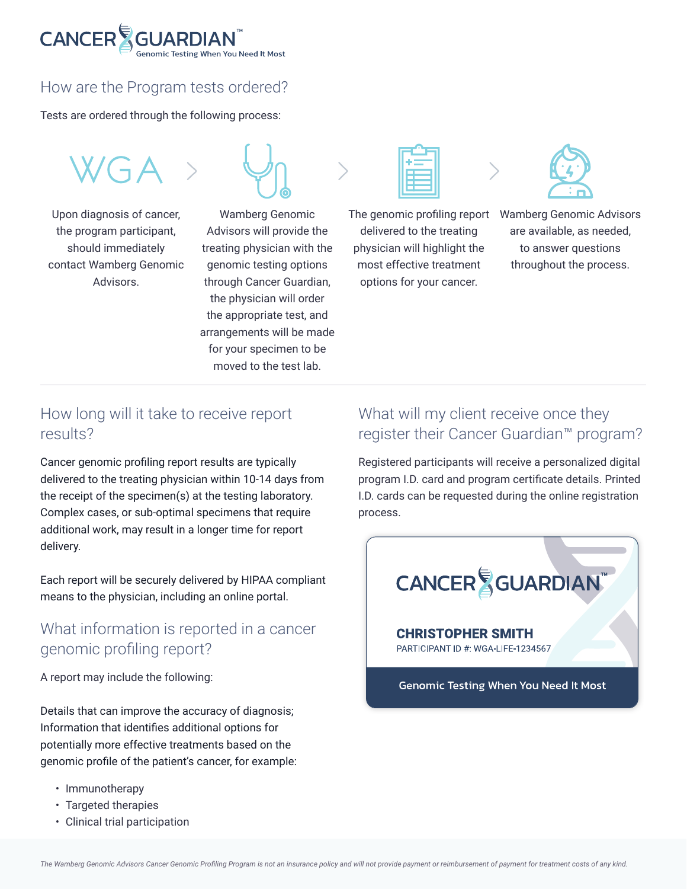## How are the Program tests ordered?

Tests are ordered through the following process:

1. Upon diagnosis of cancer, the program participant, should immediately contact Wamberg Genomic Advisors.
2. Wamberg Genomic Advisors will provide the treating physician with the genomic testing options through Cancer Guardian, the physician will order the appropriate test, and arrangements will be made for your specimen to be moved to the test lab.
3. The genomic profiling report delivered to the treating physician will highlight the most effective treatment options for your cancer.
4. Wamberg Genomic Advisors are available, as needed, to answer questions throughout the process.

## How long will it take to receive report results?

Cancer genomic profiling report results are typically delivered to the treating physician within 10-14 days from the receipt of the specimen(s) at the testing laboratory. Complex cases, or sub-optimal specimens that require additional work, may result in a longer time for report delivery.

Each report will be securely delivered by HIPAA compliant means to the physician, including an online portal.

## What information is reported in a cancer genomic profiling report?

A report may include the following:

Details that can improve the accuracy of diagnosis; Information that identifies additional options for potentially more effective treatments based on the genomic profile of the patient's cancer, for example:

- Immunotherapy
- Targeted therapies
- Clinical trial participation

## What will my client receive once they register their Cancer Guardian™ program?

Registered participants will receive a personalized digital program I.D. card and program certificate details. Printed I.D. cards can be requested during the online registration process.

CANCER GUARDIAN™

**CHRISTOPHER SMITH**
PARTICIPANT ID #: WGA-LIFE-1234567

Genomic Testing When You Need It Most

*The Wamberg Genomic Advisors Cancer Genomic Profiling Program is not an insurance policy and will not provide payment or reimbursement of payment for treatment costs of any kind.*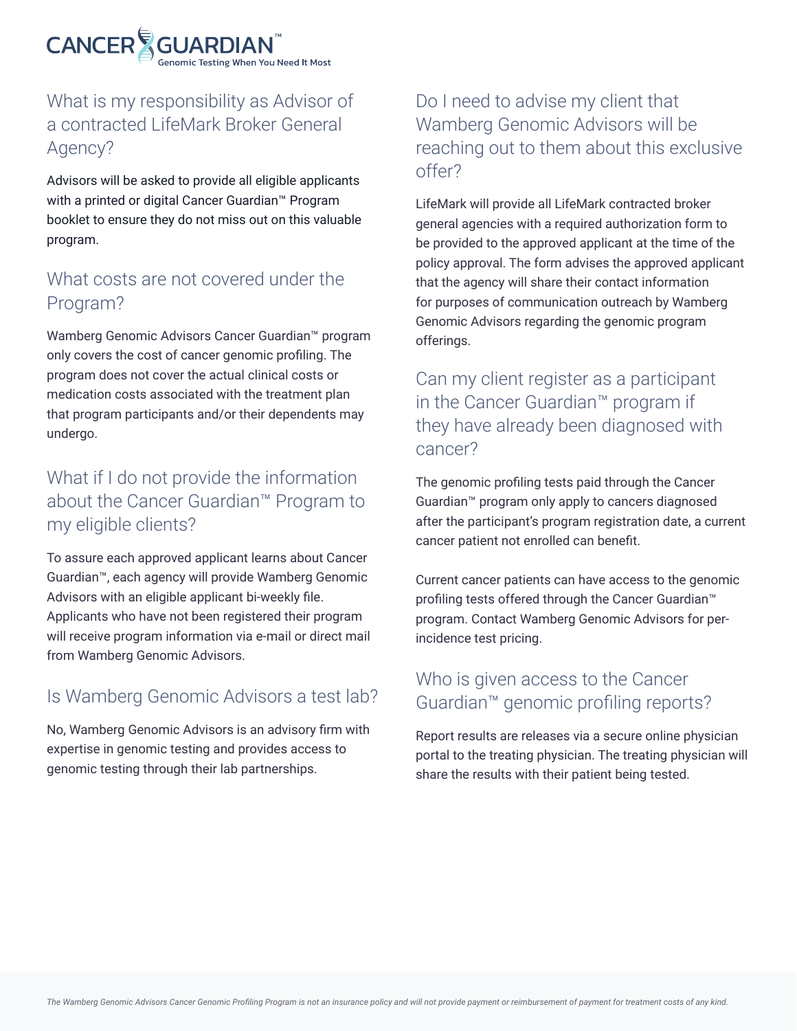## What is my responsibility as Advisor of a contracted LifeMark Broker General Agency?

Advisors will be asked to provide all eligible applicants with a printed or digital Cancer Guardian™ Program booklet to ensure they do not miss out on this valuable program.

## What costs are not covered under the Program?

Wamberg Genomic Advisors Cancer Guardian™ program only covers the cost of cancer genomic profiling. The program does not cover the actual clinical costs or medication costs associated with the treatment plan that program participants and/or their dependents may undergo.

## What if I do not provide the information about the Cancer Guardian™ Program to my eligible clients?

To assure each approved applicant learns about Cancer Guardian™, each agency will provide Wamberg Genomic Advisors with an eligible applicant bi-weekly file. Applicants who have not been registered their program will receive program information via e-mail or direct mail from Wamberg Genomic Advisors.

## Is Wamberg Genomic Advisors a test lab?

No, Wamberg Genomic Advisors is an advisory firm with expertise in genomic testing and provides access to genomic testing through their lab partnerships.

## Do I need to advise my client that Wamberg Genomic Advisors will be reaching out to them about this exclusive offer?

LifeMark will provide all LifeMark contracted broker general agencies with a required authorization form to be provided to the approved applicant at the time of the policy approval. The form advises the approved applicant that the agency will share their contact information for purposes of communication outreach by Wamberg Genomic Advisors regarding the genomic program offerings.

## Can my client register as a participant in the Cancer Guardian™ program if they have already been diagnosed with cancer?

The genomic profiling tests paid through the Cancer Guardian™ program only apply to cancers diagnosed after the participant's program registration date, a current cancer patient not enrolled can benefit.

Current cancer patients can have access to the genomic profiling tests offered through the Cancer Guardian™ program. Contact Wamberg Genomic Advisors for per-incidence test pricing.

## Who is given access to the Cancer Guardian™ genomic profiling reports?

Report results are releases via a secure online physician portal to the treating physician. The treating physician will share the results with their patient being tested.

*The Wamberg Genomic Advisors Cancer Genomic Profiling Program is not an insurance policy and will not provide payment or reimbursement of payment for treatment costs of any kind.*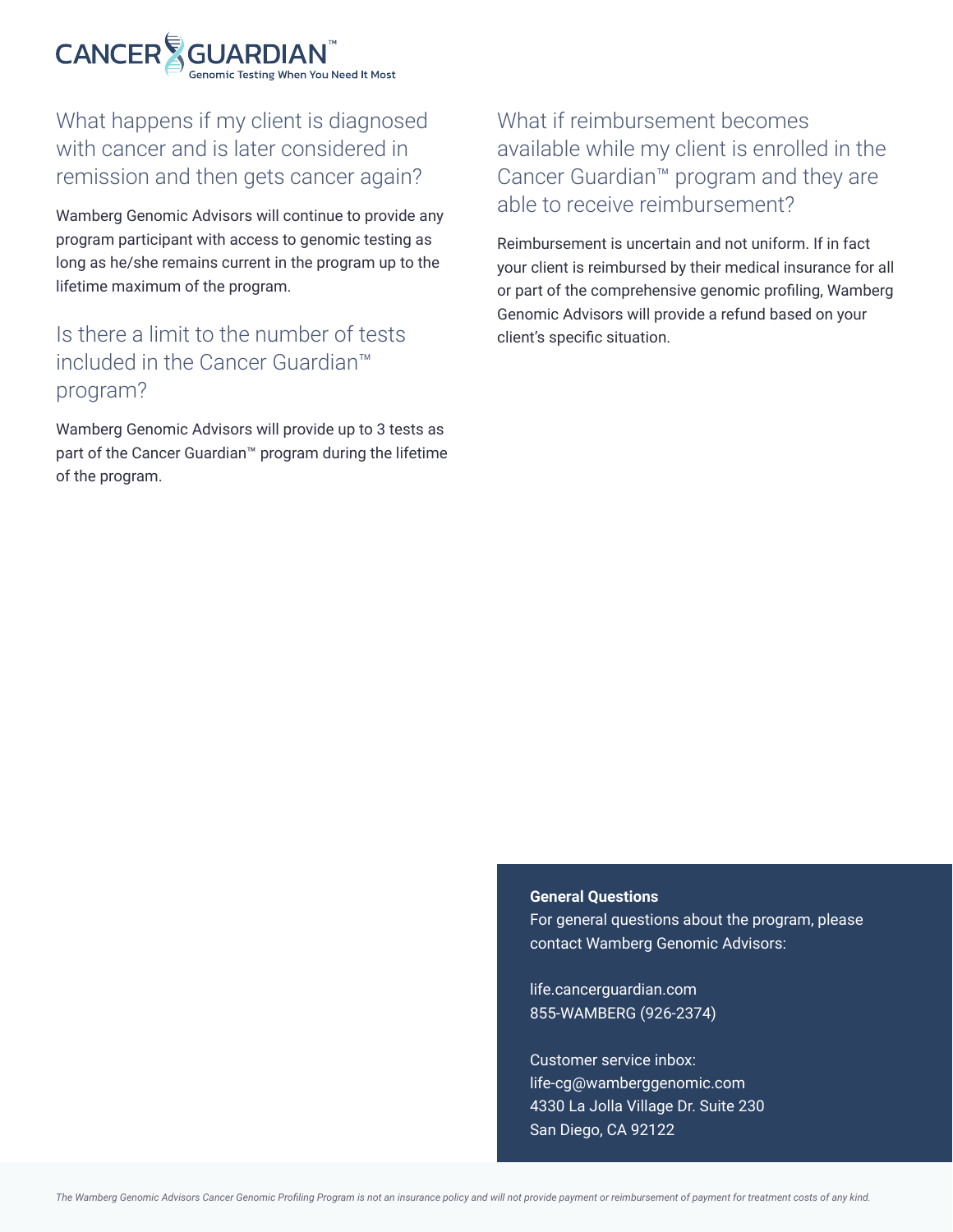CANCER GUARDIAN™
Genomic Testing When You Need It Most

## What happens if my client is diagnosed with cancer and is later considered in remission and then gets cancer again?

Wamberg Genomic Advisors will continue to provide any program participant with access to genomic testing as long as he/she remains current in the program up to the lifetime maximum of the program.

## Is there a limit to the number of tests included in the Cancer Guardian™ program?

Wamberg Genomic Advisors will provide up to 3 tests as part of the Cancer Guardian™ program during the lifetime of the program.

## What if reimbursement becomes available while my client is enrolled in the Cancer Guardian™ program and they are able to receive reimbursement?

Reimbursement is uncertain and not uniform. If in fact your client is reimbursed by their medical insurance for all or part of the comprehensive genomic profiling, Wamberg Genomic Advisors will provide a refund based on your client's specific situation.

**General Questions**
For general questions about the program, please contact Wamberg Genomic Advisors:

life.cancerguardian.com
855-WAMBERG (926-2374)

Customer service inbox:
life-cg@wamberggenomic.com
4330 La Jolla Village Dr. Suite 230
San Diego, CA 92122

*The Wamberg Genomic Advisors Cancer Genomic Profiling Program is not an insurance policy and will not provide payment or reimbursement of payment for treatment costs of any kind.*